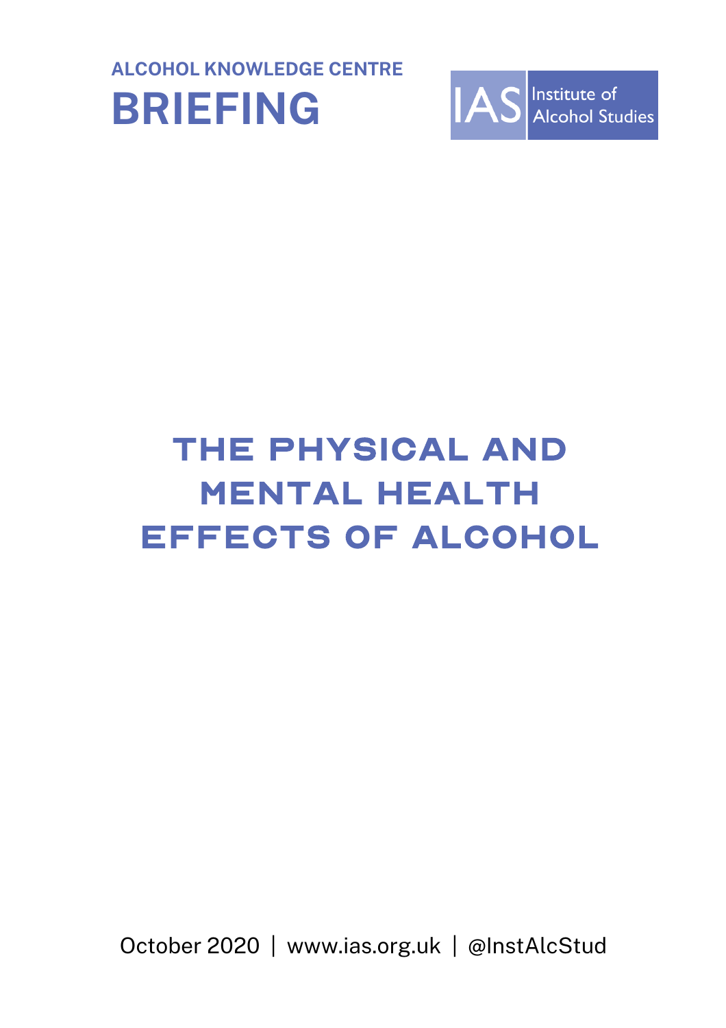ALCOHOL KNOWLEDGE CENTRE

**BRIEFING**

IAS Institute of Alcohol Studies

# THE PHYSICAL AND MENTAL HEALTH EFFECTS OF ALCOHOL

October 2020 | www.ias.org.uk | @InstAlcStud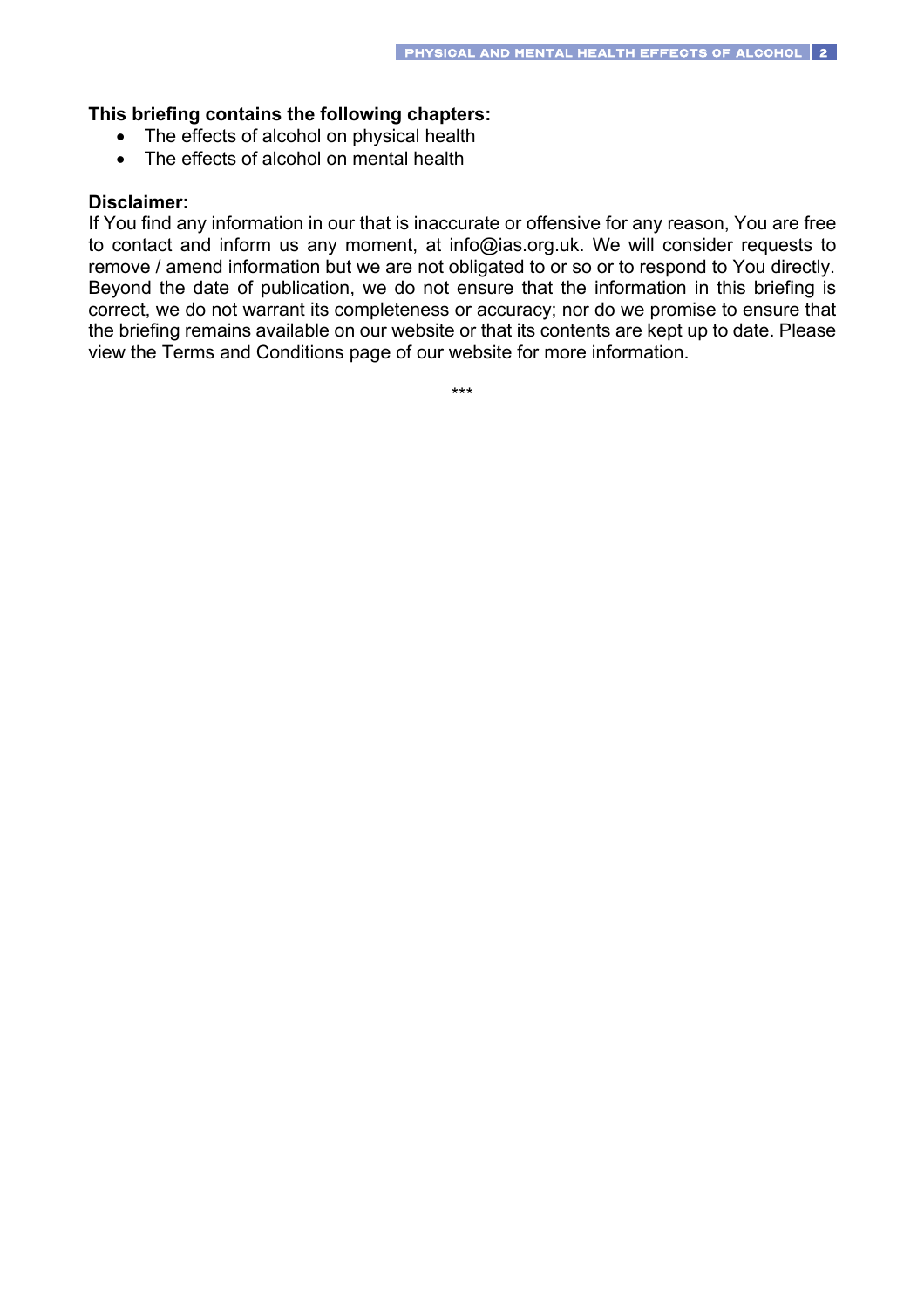**This briefing contains the following chapters:**

- The effects of alcohol on physical health
- The effects of alcohol on mental health

**Disclaimer:**

If You find any information in our that is inaccurate or offensive for any reason, You are free to contact and inform us any moment, at info@ias.org.uk. We will consider requests to remove / amend information but we are not obligated to or so or to respond to You directly. Beyond the date of publication, we do not ensure that the information in this briefing is correct, we do not warrant its completeness or accuracy; nor do we promise to ensure that the briefing remains available on our website or that its contents are kept up to date. Please view the Terms and Conditions page of our website for more information.

***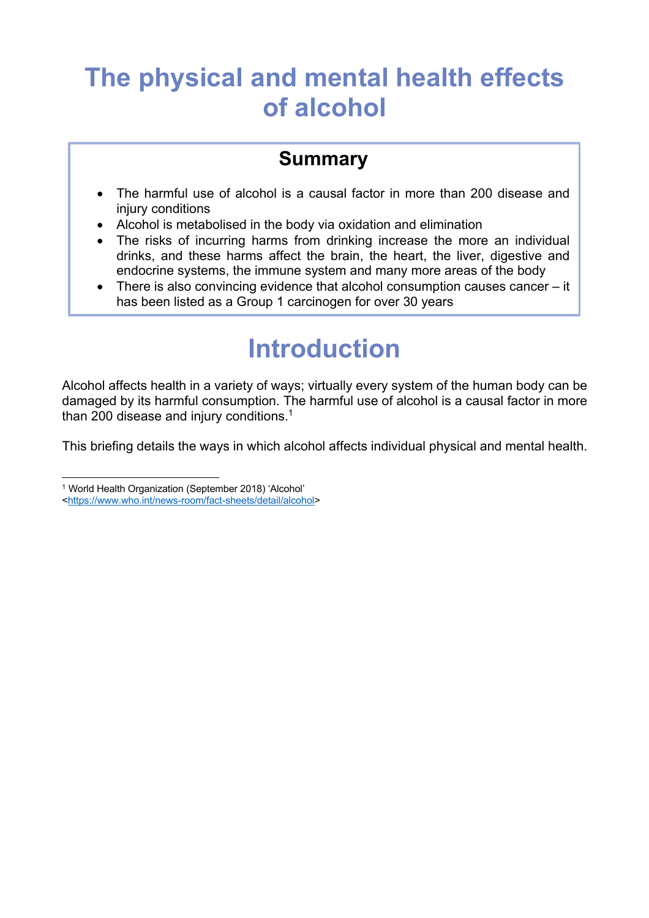# The physical and mental health effects of alcohol

## Summary

- The harmful use of alcohol is a causal factor in more than 200 disease and injury conditions
- Alcohol is metabolised in the body via oxidation and elimination
- The risks of incurring harms from drinking increase the more an individual drinks, and these harms affect the brain, the heart, the liver, digestive and endocrine systems, the immune system and many more areas of the body
- There is also convincing evidence that alcohol consumption causes cancer – it has been listed as a Group 1 carcinogen for over 30 years

# Introduction

Alcohol affects health in a variety of ways; virtually every system of the human body can be damaged by its harmful consumption. The harmful use of alcohol is a causal factor in more than 200 disease and injury conditions.[1]

This briefing details the ways in which alcohol affects individual physical and mental health.

---

[1] World Health Organization (September 2018) 'Alcohol' <https://www.who.int/news-room/fact-sheets/detail/alcohol>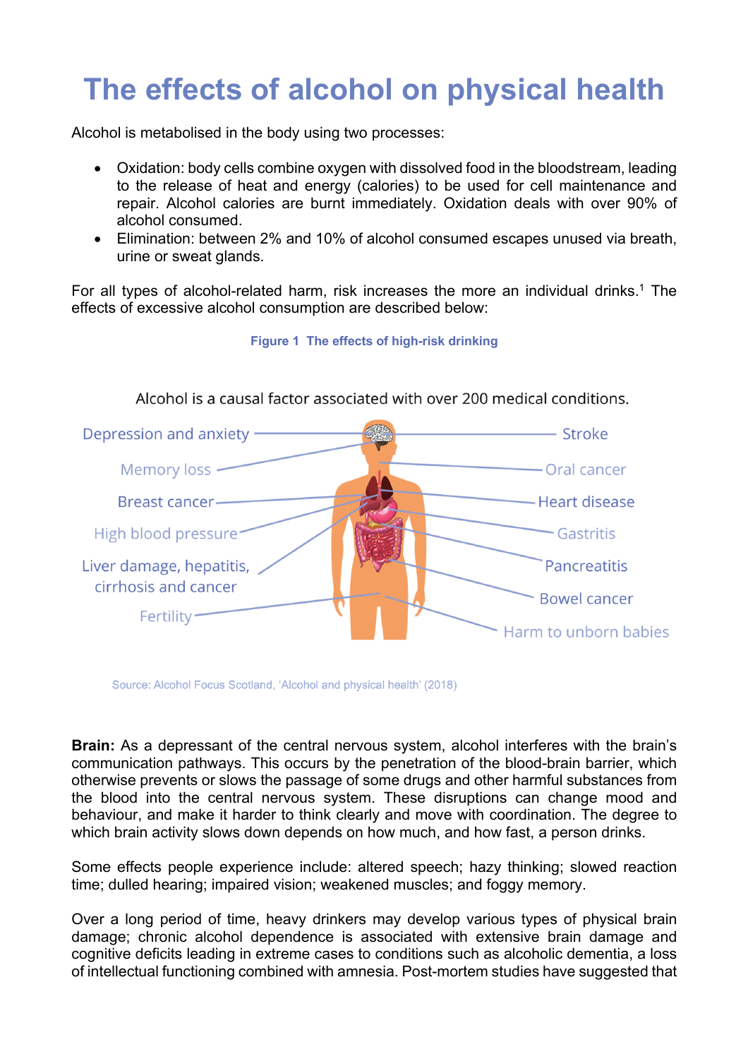# The effects of alcohol on physical health

Alcohol is metabolised in the body using two processes:

- Oxidation: body cells combine oxygen with dissolved food in the bloodstream, leading to the release of heat and energy (calories) to be used for cell maintenance and repair. Alcohol calories are burnt immediately. Oxidation deals with over 90% of alcohol consumed.
- Elimination: between 2% and 10% of alcohol consumed escapes unused via breath, urine or sweat glands.

For all types of alcohol-related harm, risk increases the more an individual drinks.[1] The effects of excessive alcohol consumption are described below:

**Figure 1 The effects of high-risk drinking**

Alcohol is a causal factor associated with over 200 medical conditions.

Depression and anxiety; Memory loss; Breast cancer; High blood pressure; Liver damage, hepatitis, cirrhosis and cancer; Fertility; Stroke; Oral cancer; Heart disease; Gastritis; Pancreatitis; Bowel cancer; Harm to unborn babies

Source: Alcohol Focus Scotland, 'Alcohol and physical health' (2018)

**Brain:** As a depressant of the central nervous system, alcohol interferes with the brain's communication pathways. This occurs by the penetration of the blood-brain barrier, which otherwise prevents or slows the passage of some drugs and other harmful substances from the blood into the central nervous system. These disruptions can change mood and behaviour, and make it harder to think clearly and move with coordination. The degree to which brain activity slows down depends on how much, and how fast, a person drinks.

Some effects people experience include: altered speech; hazy thinking; slowed reaction time; dulled hearing; impaired vision; weakened muscles; and foggy memory.

Over a long period of time, heavy drinkers may develop various types of physical brain damage; chronic alcohol dependence is associated with extensive brain damage and cognitive deficits leading in extreme cases to conditions such as alcoholic dementia, a loss of intellectual functioning combined with amnesia. Post-mortem studies have suggested that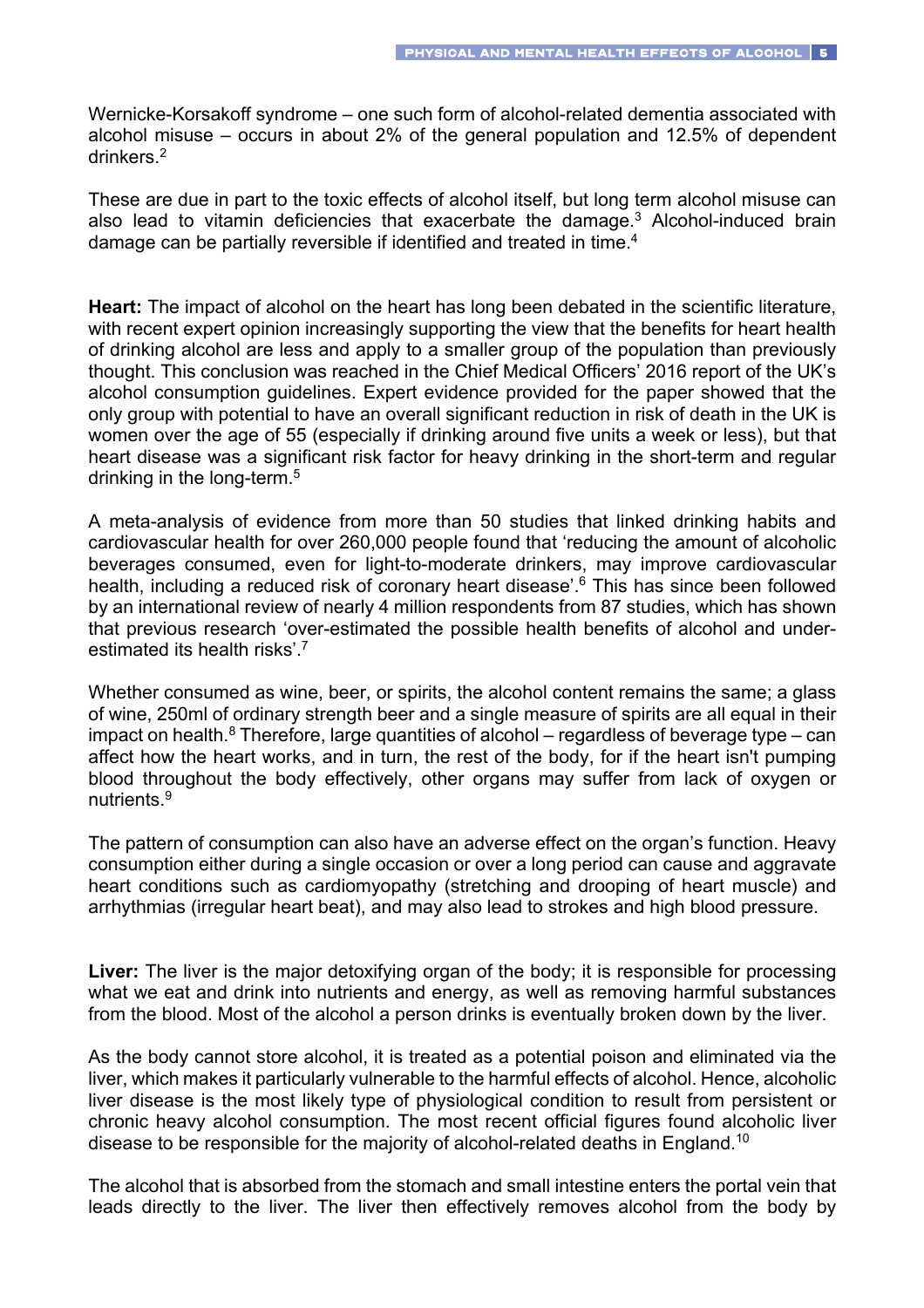Wernicke-Korsakoff syndrome – one such form of alcohol-related dementia associated with alcohol misuse – occurs in about 2% of the general population and 12.5% of dependent drinkers.[2]

These are due in part to the toxic effects of alcohol itself, but long term alcohol misuse can also lead to vitamin deficiencies that exacerbate the damage.[3] Alcohol-induced brain damage can be partially reversible if identified and treated in time.[4]

**Heart:** The impact of alcohol on the heart has long been debated in the scientific literature, with recent expert opinion increasingly supporting the view that the benefits for heart health of drinking alcohol are less and apply to a smaller group of the population than previously thought. This conclusion was reached in the Chief Medical Officers' 2016 report of the UK's alcohol consumption guidelines. Expert evidence provided for the paper showed that the only group with potential to have an overall significant reduction in risk of death in the UK is women over the age of 55 (especially if drinking around five units a week or less), but that heart disease was a significant risk factor for heavy drinking in the short-term and regular drinking in the long-term.[5]

A meta-analysis of evidence from more than 50 studies that linked drinking habits and cardiovascular health for over 260,000 people found that 'reducing the amount of alcoholic beverages consumed, even for light-to-moderate drinkers, may improve cardiovascular health, including a reduced risk of coronary heart disease'.[6] This has since been followed by an international review of nearly 4 million respondents from 87 studies, which has shown that previous research 'over-estimated the possible health benefits of alcohol and under-estimated its health risks'.[7]

Whether consumed as wine, beer, or spirits, the alcohol content remains the same; a glass of wine, 250ml of ordinary strength beer and a single measure of spirits are all equal in their impact on health.[8] Therefore, large quantities of alcohol – regardless of beverage type – can affect how the heart works, and in turn, the rest of the body, for if the heart isn't pumping blood throughout the body effectively, other organs may suffer from lack of oxygen or nutrients.[9]

The pattern of consumption can also have an adverse effect on the organ's function. Heavy consumption either during a single occasion or over a long period can cause and aggravate heart conditions such as cardiomyopathy (stretching and drooping of heart muscle) and arrhythmias (irregular heart beat), and may also lead to strokes and high blood pressure.

**Liver:** The liver is the major detoxifying organ of the body; it is responsible for processing what we eat and drink into nutrients and energy, as well as removing harmful substances from the blood. Most of the alcohol a person drinks is eventually broken down by the liver.

As the body cannot store alcohol, it is treated as a potential poison and eliminated via the liver, which makes it particularly vulnerable to the harmful effects of alcohol. Hence, alcoholic liver disease is the most likely type of physiological condition to result from persistent or chronic heavy alcohol consumption. The most recent official figures found alcoholic liver disease to be responsible for the majority of alcohol-related deaths in England.[10]

The alcohol that is absorbed from the stomach and small intestine enters the portal vein that leads directly to the liver. The liver then effectively removes alcohol from the body by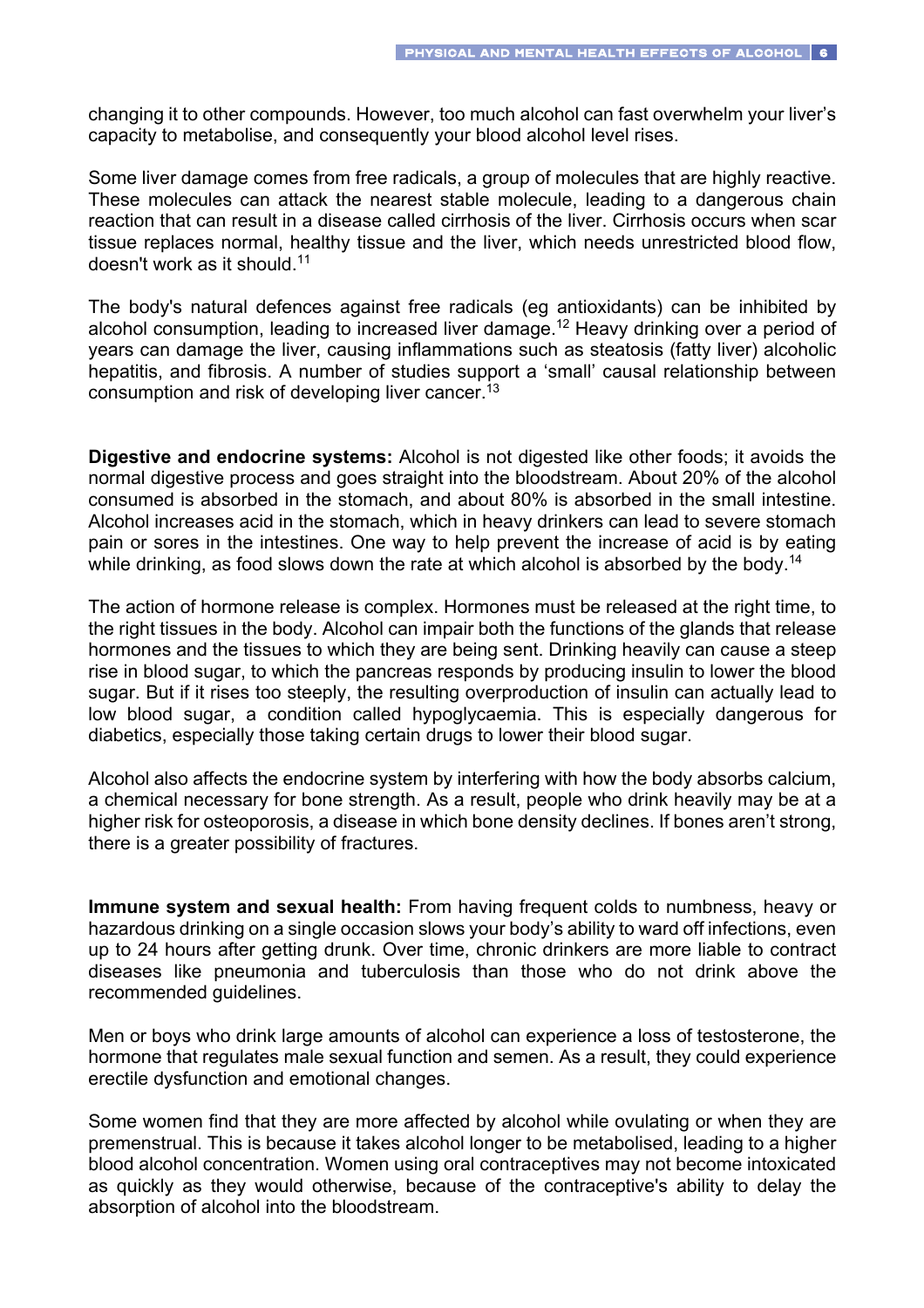changing it to other compounds. However, too much alcohol can fast overwhelm your liver's capacity to metabolise, and consequently your blood alcohol level rises.

Some liver damage comes from free radicals, a group of molecules that are highly reactive. These molecules can attack the nearest stable molecule, leading to a dangerous chain reaction that can result in a disease called cirrhosis of the liver. Cirrhosis occurs when scar tissue replaces normal, healthy tissue and the liver, which needs unrestricted blood flow, doesn't work as it should.[11]

The body's natural defences against free radicals (eg antioxidants) can be inhibited by alcohol consumption, leading to increased liver damage.[12] Heavy drinking over a period of years can damage the liver, causing inflammations such as steatosis (fatty liver) alcoholic hepatitis, and fibrosis. A number of studies support a 'small' causal relationship between consumption and risk of developing liver cancer.[13]

**Digestive and endocrine systems:** Alcohol is not digested like other foods; it avoids the normal digestive process and goes straight into the bloodstream. About 20% of the alcohol consumed is absorbed in the stomach, and about 80% is absorbed in the small intestine. Alcohol increases acid in the stomach, which in heavy drinkers can lead to severe stomach pain or sores in the intestines. One way to help prevent the increase of acid is by eating while drinking, as food slows down the rate at which alcohol is absorbed by the body.[14]

The action of hormone release is complex. Hormones must be released at the right time, to the right tissues in the body. Alcohol can impair both the functions of the glands that release hormones and the tissues to which they are being sent. Drinking heavily can cause a steep rise in blood sugar, to which the pancreas responds by producing insulin to lower the blood sugar. But if it rises too steeply, the resulting overproduction of insulin can actually lead to low blood sugar, a condition called hypoglycaemia. This is especially dangerous for diabetics, especially those taking certain drugs to lower their blood sugar.

Alcohol also affects the endocrine system by interfering with how the body absorbs calcium, a chemical necessary for bone strength. As a result, people who drink heavily may be at a higher risk for osteoporosis, a disease in which bone density declines. If bones aren't strong, there is a greater possibility of fractures.

**Immune system and sexual health:** From having frequent colds to numbness, heavy or hazardous drinking on a single occasion slows your body's ability to ward off infections, even up to 24 hours after getting drunk. Over time, chronic drinkers are more liable to contract diseases like pneumonia and tuberculosis than those who do not drink above the recommended guidelines.

Men or boys who drink large amounts of alcohol can experience a loss of testosterone, the hormone that regulates male sexual function and semen. As a result, they could experience erectile dysfunction and emotional changes.

Some women find that they are more affected by alcohol while ovulating or when they are premenstrual. This is because it takes alcohol longer to be metabolised, leading to a higher blood alcohol concentration. Women using oral contraceptives may not become intoxicated as quickly as they would otherwise, because of the contraceptive's ability to delay the absorption of alcohol into the bloodstream.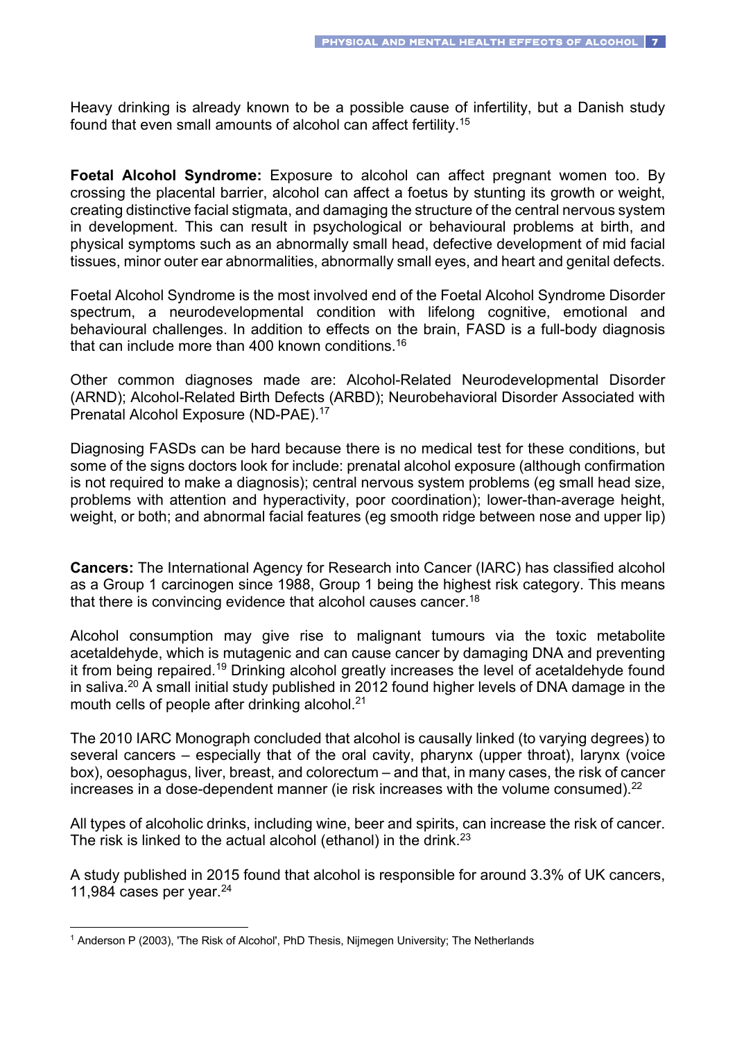Heavy drinking is already known to be a possible cause of infertility, but a Danish study found that even small amounts of alcohol can affect fertility.[15]

**Foetal Alcohol Syndrome:** Exposure to alcohol can affect pregnant women too. By crossing the placental barrier, alcohol can affect a foetus by stunting its growth or weight, creating distinctive facial stigmata, and damaging the structure of the central nervous system in development. This can result in psychological or behavioural problems at birth, and physical symptoms such as an abnormally small head, defective development of mid facial tissues, minor outer ear abnormalities, abnormally small eyes, and heart and genital defects.

Foetal Alcohol Syndrome is the most involved end of the Foetal Alcohol Syndrome Disorder spectrum, a neurodevelopmental condition with lifelong cognitive, emotional and behavioural challenges. In addition to effects on the brain, FASD is a full-body diagnosis that can include more than 400 known conditions.[16]

Other common diagnoses made are: Alcohol-Related Neurodevelopmental Disorder (ARND); Alcohol-Related Birth Defects (ARBD); Neurobehavioral Disorder Associated with Prenatal Alcohol Exposure (ND-PAE).[17]

Diagnosing FASDs can be hard because there is no medical test for these conditions, but some of the signs doctors look for include: prenatal alcohol exposure (although confirmation is not required to make a diagnosis); central nervous system problems (eg small head size, problems with attention and hyperactivity, poor coordination); lower-than-average height, weight, or both; and abnormal facial features (eg smooth ridge between nose and upper lip)

**Cancers:** The International Agency for Research into Cancer (IARC) has classified alcohol as a Group 1 carcinogen since 1988, Group 1 being the highest risk category. This means that there is convincing evidence that alcohol causes cancer.[18]

Alcohol consumption may give rise to malignant tumours via the toxic metabolite acetaldehyde, which is mutagenic and can cause cancer by damaging DNA and preventing it from being repaired.[19] Drinking alcohol greatly increases the level of acetaldehyde found in saliva.[20] A small initial study published in 2012 found higher levels of DNA damage in the mouth cells of people after drinking alcohol.[21]

The 2010 IARC Monograph concluded that alcohol is causally linked (to varying degrees) to several cancers – especially that of the oral cavity, pharynx (upper throat), larynx (voice box), oesophagus, liver, breast, and colorectum – and that, in many cases, the risk of cancer increases in a dose-dependent manner (ie risk increases with the volume consumed).[22]

All types of alcoholic drinks, including wine, beer and spirits, can increase the risk of cancer. The risk is linked to the actual alcohol (ethanol) in the drink.[23]

A study published in 2015 found that alcohol is responsible for around 3.3% of UK cancers, 11,984 cases per year.[24]

---

[1] Anderson P (2003), 'The Risk of Alcohol', PhD Thesis, Nijmegen University; The Netherlands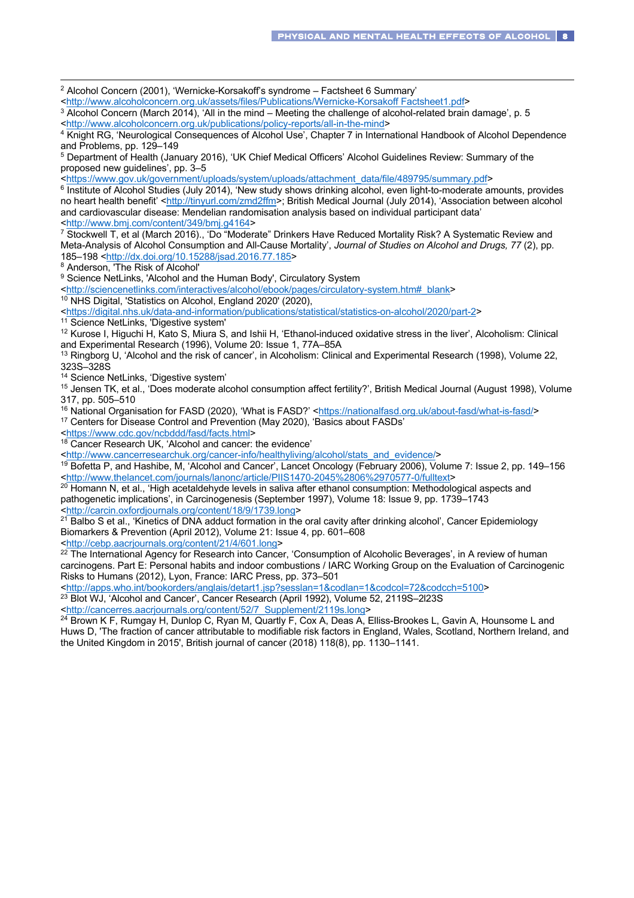[2] Alcohol Concern (2001), 'Wernicke-Korsakoff's syndrome – Factsheet 6 Summary' <http://www.alcoholconcern.org.uk/assets/files/Publications/Wernicke-Korsakoff Factsheet1.pdf>

[3] Alcohol Concern (March 2014), 'All in the mind – Meeting the challenge of alcohol-related brain damage', p. 5 <http://www.alcoholconcern.org.uk/publications/policy-reports/all-in-the-mind>

[4] Knight RG, 'Neurological Consequences of Alcohol Use', Chapter 7 in International Handbook of Alcohol Dependence and Problems, pp. 129–149

[5] Department of Health (January 2016), 'UK Chief Medical Officers' Alcohol Guidelines Review: Summary of the proposed new guidelines', pp. 3–5 <https://www.gov.uk/government/uploads/system/uploads/attachment_data/file/489795/summary.pdf>

[6] Institute of Alcohol Studies (July 2014), 'New study shows drinking alcohol, even light-to-moderate amounts, provides no heart health benefit' <http://tinyurl.com/zmd2ffm>; British Medical Journal (July 2014), 'Association between alcohol and cardiovascular disease: Mendelian randomisation analysis based on individual participant data' <http://www.bmj.com/content/349/bmj.g4164>

[7] Stockwell T, et al (March 2016)., 'Do "Moderate" Drinkers Have Reduced Mortality Risk? A Systematic Review and Meta-Analysis of Alcohol Consumption and All-Cause Mortality', *Journal of Studies on Alcohol and Drugs, 77* (2), pp. 185–198 <http://dx.doi.org/10.15288/jsad.2016.77.185>

[8] Anderson, 'The Risk of Alcohol'

[9] Science NetLinks, 'Alcohol and the Human Body', Circulatory System <http://sciencenetlinks.com/interactives/alcohol/ebook/pages/circulatory-system.htm#_blank>

[10] NHS Digital, 'Statistics on Alcohol, England 2020' (2020), <https://digital.nhs.uk/data-and-information/publications/statistical/statistics-on-alcohol/2020/part-2>

[11] Science NetLinks, 'Digestive system'

[12] Kurose I, Higuchi H, Kato S, Miura S, and Ishii H, 'Ethanol-induced oxidative stress in the liver', Alcoholism: Clinical and Experimental Research (1996), Volume 20: Issue 1, 77A–85A

[13] Ringborg U, 'Alcohol and the risk of cancer', in Alcoholism: Clinical and Experimental Research (1998), Volume 22, 323S–328S

[14] Science NetLinks, 'Digestive system'

[15] Jensen TK, et al., 'Does moderate alcohol consumption affect fertility?', British Medical Journal (August 1998), Volume 317, pp. 505–510

[16] National Organisation for FASD (2020), 'What is FASD?' <https://nationalfasd.org.uk/about-fasd/what-is-fasd/>

[17] Centers for Disease Control and Prevention (May 2020), 'Basics about FASDs' <https://www.cdc.gov/ncbddd/fasd/facts.html>

[18] Cancer Research UK, 'Alcohol and cancer: the evidence' <http://www.cancerresearchuk.org/cancer-info/healthyliving/alcohol/stats_and_evidence/>

[19] Bofetta P, and Hashibe, M, 'Alcohol and Cancer', Lancet Oncology (February 2006), Volume 7: Issue 2, pp. 149–156 <http://www.thelancet.com/journals/lanonc/article/PIIS1470-2045%2806%2970577-0/fulltext>

[20] Homann N, et al., 'High acetaldehyde levels in saliva after ethanol consumption: Methodological aspects and pathogenetic implications', in Carcinogenesis (September 1997), Volume 18: Issue 9, pp. 1739–1743 <http://carcin.oxfordjournals.org/content/18/9/1739.long>

[21] Balbo S et al., 'Kinetics of DNA adduct formation in the oral cavity after drinking alcohol', Cancer Epidemiology Biomarkers & Prevention (April 2012), Volume 21: Issue 4, pp. 601–608 <http://cebp.aacrjournals.org/content/21/4/601.long>

[22] The International Agency for Research into Cancer, 'Consumption of Alcoholic Beverages', in A review of human carcinogens. Part E: Personal habits and indoor combustions / IARC Working Group on the Evaluation of Carcinogenic Risks to Humans (2012), Lyon, France: IARC Press, pp. 373–501 <http://apps.who.int/bookorders/anglais/detart1.jsp?sesslan=1&codlan=1&codcol=72&codcch=5100>

[23] Blot WJ, 'Alcohol and Cancer', Cancer Research (April 1992), Volume 52, 2119S–2l23S <http://cancerres.aacrjournals.org/content/52/7_Supplement/2119s.long>

[24] Brown K F, Rumgay H, Dunlop C, Ryan M, Quartly F, Cox A, Deas A, Elliss-Brookes L, Gavin A, Hounsome L and Huws D, 'The fraction of cancer attributable to modifiable risk factors in England, Wales, Scotland, Northern Ireland, and the United Kingdom in 2015', British journal of cancer (2018) 118(8), pp. 1130–1141.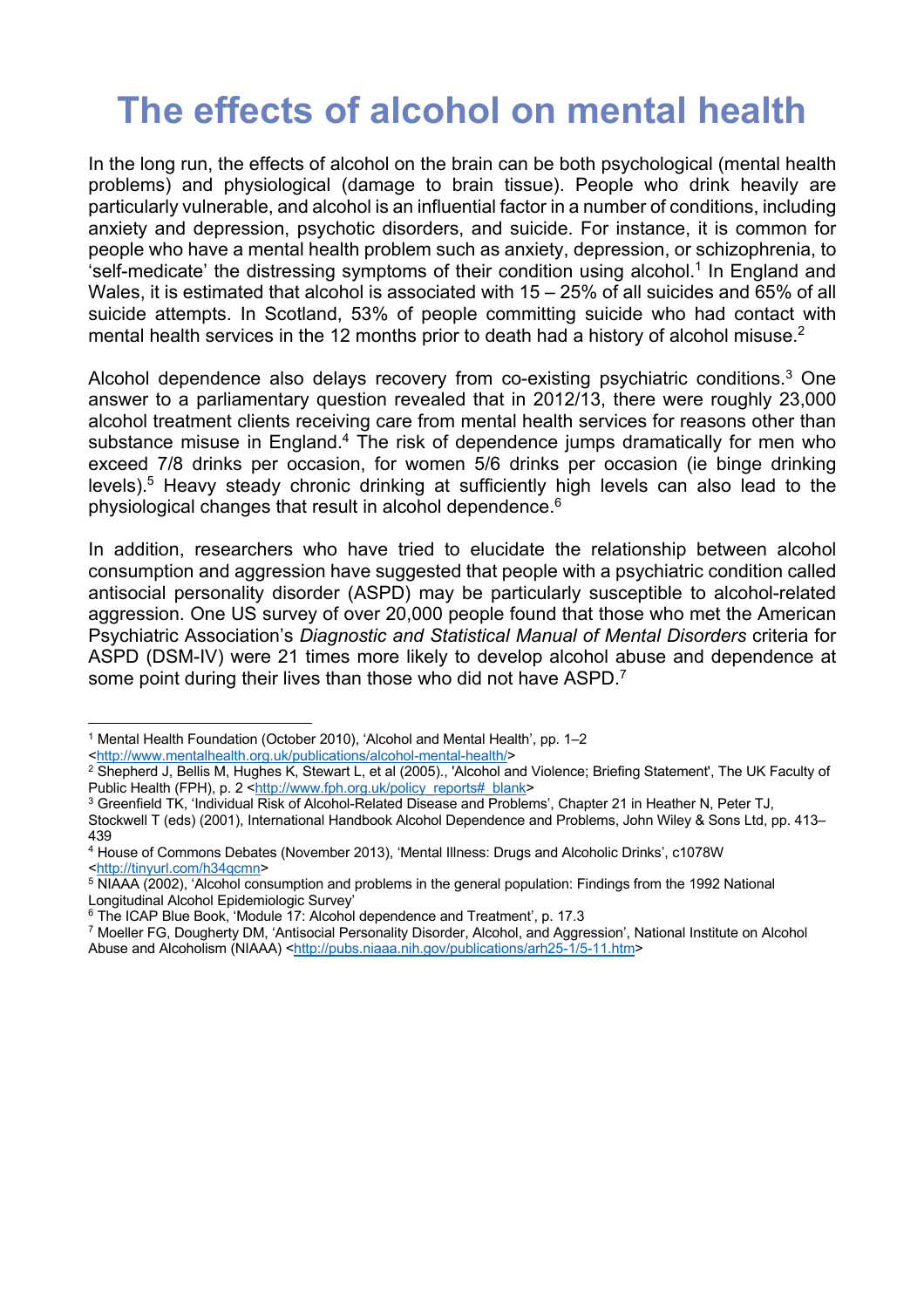# The effects of alcohol on mental health

In the long run, the effects of alcohol on the brain can be both psychological (mental health problems) and physiological (damage to brain tissue). People who drink heavily are particularly vulnerable, and alcohol is an influential factor in a number of conditions, including anxiety and depression, psychotic disorders, and suicide. For instance, it is common for people who have a mental health problem such as anxiety, depression, or schizophrenia, to 'self-medicate' the distressing symptoms of their condition using alcohol.[1] In England and Wales, it is estimated that alcohol is associated with 15 – 25% of all suicides and 65% of all suicide attempts. In Scotland, 53% of people committing suicide who had contact with mental health services in the 12 months prior to death had a history of alcohol misuse.[2]

Alcohol dependence also delays recovery from co-existing psychiatric conditions.[3] One answer to a parliamentary question revealed that in 2012/13, there were roughly 23,000 alcohol treatment clients receiving care from mental health services for reasons other than substance misuse in England.[4] The risk of dependence jumps dramatically for men who exceed 7/8 drinks per occasion, for women 5/6 drinks per occasion (ie binge drinking levels).[5] Heavy steady chronic drinking at sufficiently high levels can also lead to the physiological changes that result in alcohol dependence.[6]

In addition, researchers who have tried to elucidate the relationship between alcohol consumption and aggression have suggested that people with a psychiatric condition called antisocial personality disorder (ASPD) may be particularly susceptible to alcohol-related aggression. One US survey of over 20,000 people found that those who met the American Psychiatric Association's *Diagnostic and Statistical Manual of Mental Disorders* criteria for ASPD (DSM-IV) were 21 times more likely to develop alcohol abuse and dependence at some point during their lives than those who did not have ASPD.[7]

---

[1] Mental Health Foundation (October 2010), 'Alcohol and Mental Health', pp. 1–2 <http://www.mentalhealth.org.uk/publications/alcohol-mental-health/>

[2] Shepherd J, Bellis M, Hughes K, Stewart L, et al (2005)., 'Alcohol and Violence; Briefing Statement', The UK Faculty of Public Health (FPH), p. 2 <http://www.fph.org.uk/policy_reports#_blank>

[3] Greenfield TK, 'Individual Risk of Alcohol-Related Disease and Problems', Chapter 21 in Heather N, Peter TJ, Stockwell T (eds) (2001), International Handbook Alcohol Dependence and Problems, John Wiley & Sons Ltd, pp. 413–439

[4] House of Commons Debates (November 2013), 'Mental Illness: Drugs and Alcoholic Drinks', c1078W <http://tinyurl.com/h34qcmn>

[5] NIAAA (2002), 'Alcohol consumption and problems in the general population: Findings from the 1992 National Longitudinal Alcohol Epidemiologic Survey'

[6] The ICAP Blue Book, 'Module 17: Alcohol dependence and Treatment', p. 17.3

[7] Moeller FG, Dougherty DM, 'Antisocial Personality Disorder, Alcohol, and Aggression', National Institute on Alcohol Abuse and Alcoholism (NIAAA) <http://pubs.niaaa.nih.gov/publications/arh25-1/5-11.htm>